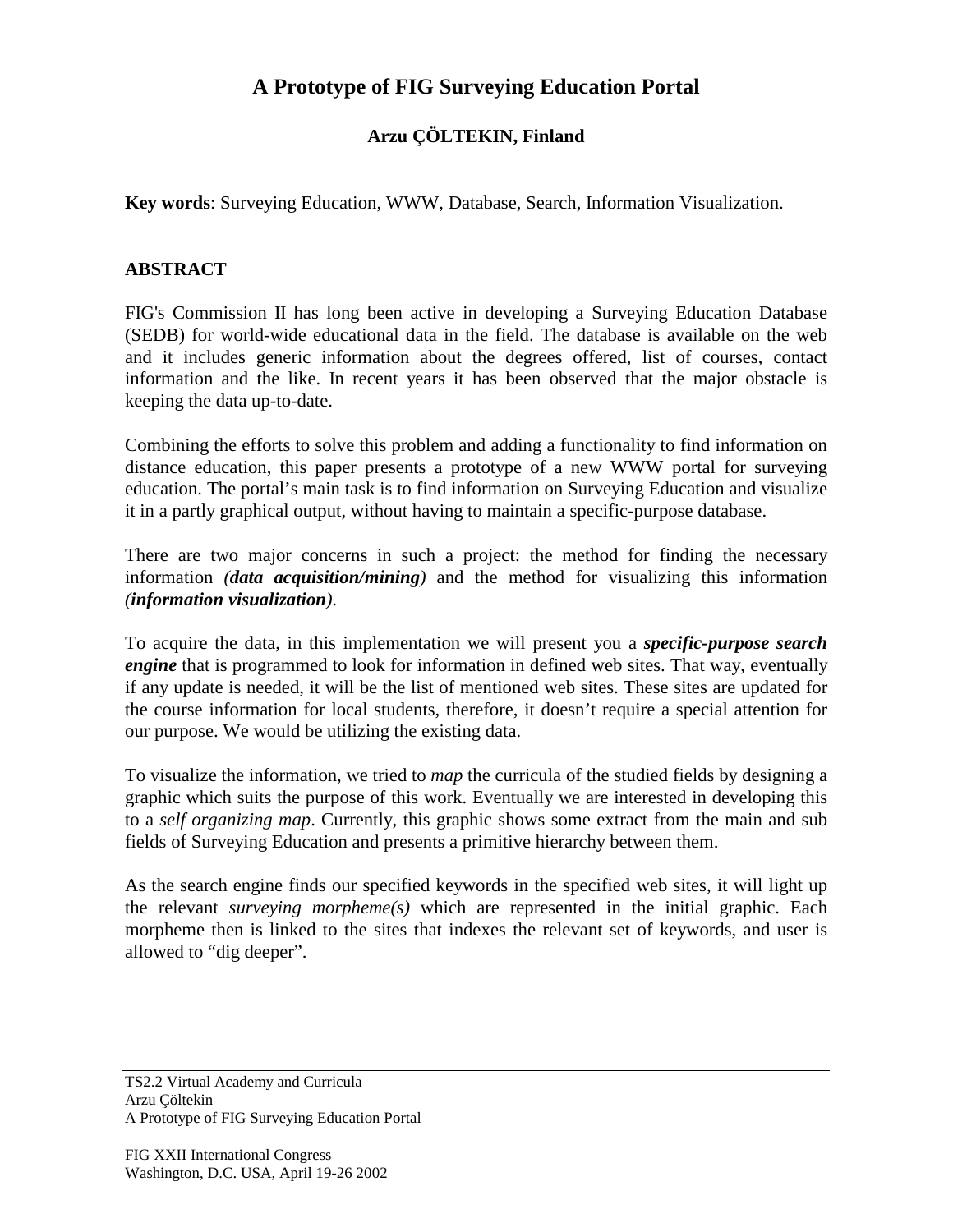# A Prototype of FIG Surveying Education Portal

**Arzu ÇÖLTEKIN, Finland**

**Key words**: Surveying Education, WWW, Database, Search, Information Visualization.

## ABSTRACT

FIG's Commission II has long been active in developing a Surveying Education Database (SEDB) for world-wide educational data in the field. The database is available on the web and it includes generic information about the degrees offered, list of courses, contact information and the like. In recent years it has been observed that the major obstacle is keeping the data up-to-date.

Combining the efforts to solve this problem and adding a functionality to find information on distance education, this paper presents a prototype of a new WWW portal for surveying education. The portal's main task is to find information on Surveying Education and visualize it in a partly graphical output, without having to maintain a specific-purpose database.

There are two major concerns in such a project: the method for finding the necessary information *(**data acquisition/mining**)* and the method for visualizing this information *(**information visualization**)*.

To acquire the data, in this implementation we will present you a ***specific-purpose search engine*** that is programmed to look for information in defined web sites. That way, eventually if any update is needed, it will be the list of mentioned web sites. These sites are updated for the course information for local students, therefore, it doesn't require a special attention for our purpose. We would be utilizing the existing data.

To visualize the information, we tried to *map* the curricula of the studied fields by designing a graphic which suits the purpose of this work. Eventually we are interested in developing this to a *self organizing map*. Currently, this graphic shows some extract from the main and sub fields of Surveying Education and presents a primitive hierarchy between them.

As the search engine finds our specified keywords in the specified web sites, it will light up the relevant *surveying morpheme(s)* which are represented in the initial graphic. Each morpheme then is linked to the sites that indexes the relevant set of keywords, and user is allowed to "dig deeper".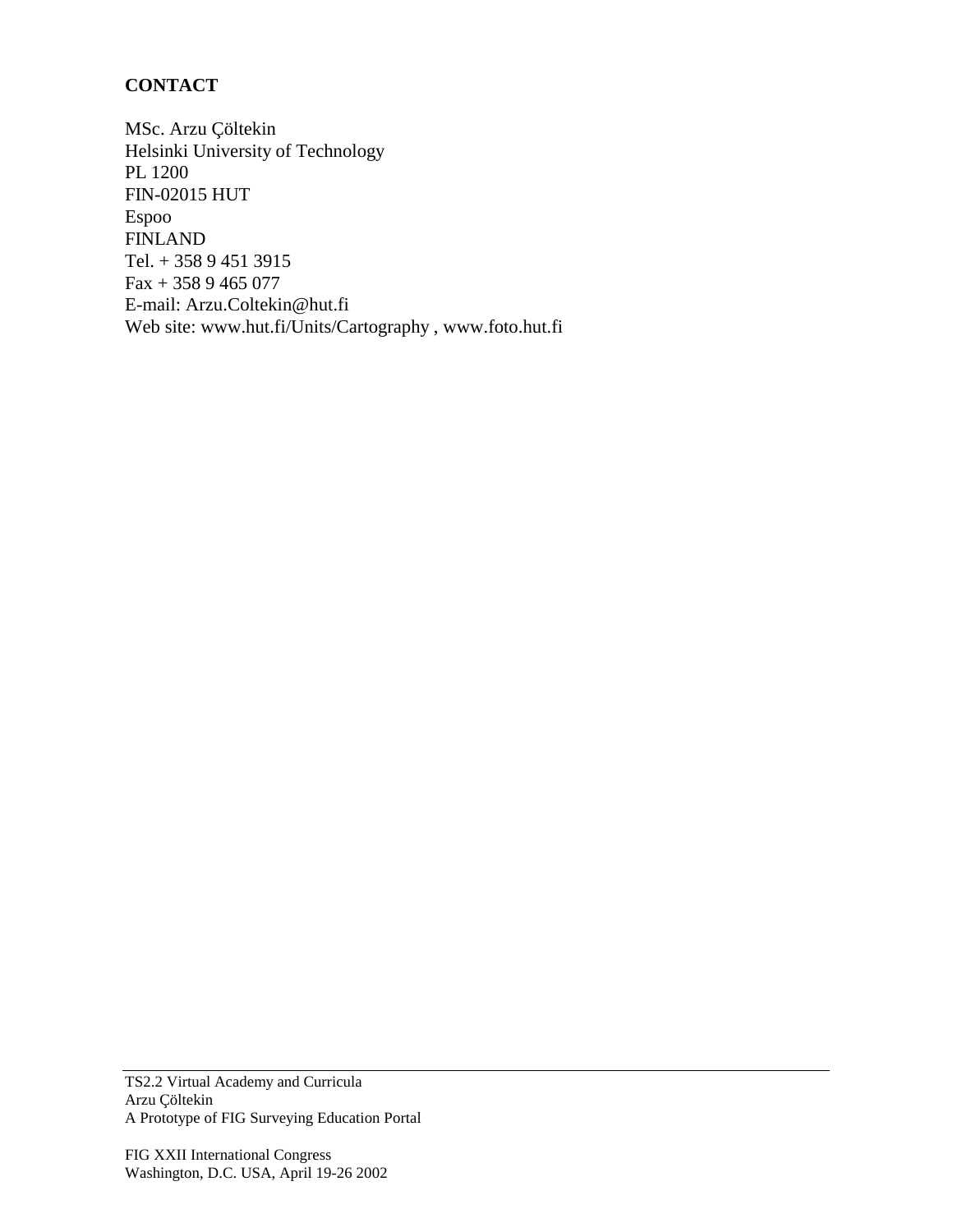**CONTACT**

MSc. Arzu Çöltekin
Helsinki University of Technology
PL 1200
FIN-02015 HUT
Espoo
FINLAND
Tel. + 358 9 451 3915
Fax + 358 9 465 077
E-mail: Arzu.Coltekin@hut.fi
Web site: www.hut.fi/Units/Cartography , www.foto.hut.fi